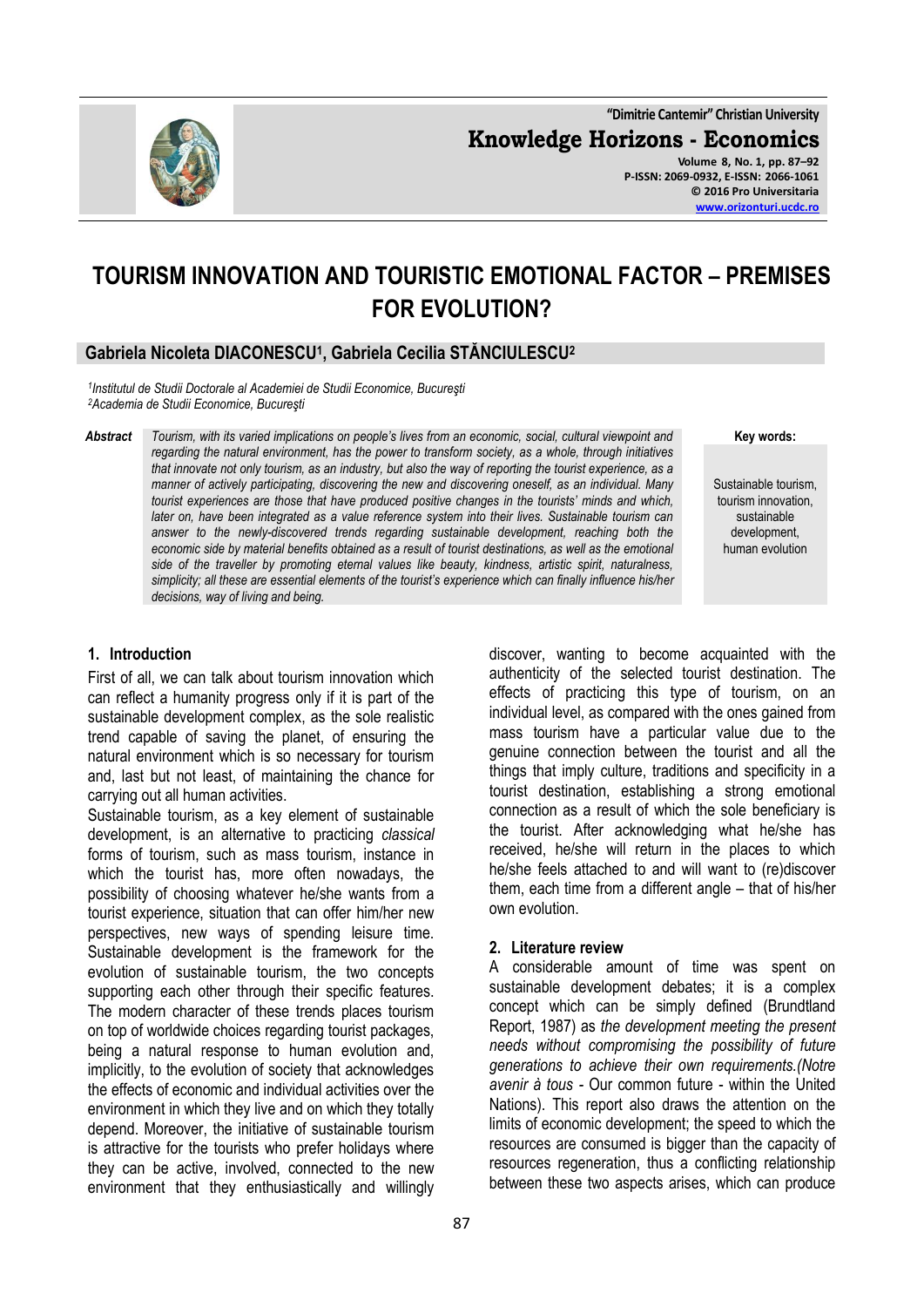# TOURISM INNOVATION AND TOURISTIC EMOTIONAL FACTOR – PREMISES FOR EVOLUTION?

**Gabriela Nicoleta DIACONESCU[1], Gabriela Cecilia STĂNCIULESCU[2]**

*[1]Institutul de Studii Doctorale al Academiei de Studii Economice, Bucureşti*
*[2]Academia de Studii Economice, Bucureşti*

***Abstract*** *Tourism, with its varied implications on people's lives from an economic, social, cultural viewpoint and regarding the natural environment, has the power to transform society, as a whole, through initiatives that innovate not only tourism, as an industry, but also the way of reporting the tourist experience, as a manner of actively participating, discovering the new and discovering oneself, as an individual. Many tourist experiences are those that have produced positive changes in the tourists' minds and which, later on, have been integrated as a value reference system into their lives. Sustainable tourism can answer to the newly-discovered trends regarding sustainable development, reaching both the economic side by material benefits obtained as a result of tourist destinations, as well as the emotional side of the traveller by promoting eternal values like beauty, kindness, artistic spirit, naturalness, simplicity; all these are essential elements of the tourist's experience which can finally influence his/her decisions, way of living and being.*

**Key words:** Sustainable tourism, tourism innovation, sustainable development, human evolution

## 1. Introduction

First of all, we can talk about tourism innovation which can reflect a humanity progress only if it is part of the sustainable development complex, as the sole realistic trend capable of saving the planet, of ensuring the natural environment which is so necessary for tourism and, last but not least, of maintaining the chance for carrying out all human activities.

Sustainable tourism, as a key element of sustainable development, is an alternative to practicing *classical* forms of tourism, such as mass tourism, instance in which the tourist has, more often nowadays, the possibility of choosing whatever he/she wants from a tourist experience, situation that can offer him/her new perspectives, new ways of spending leisure time. Sustainable development is the framework for the evolution of sustainable tourism, the two concepts supporting each other through their specific features. The modern character of these trends places tourism on top of worldwide choices regarding tourist packages, being a natural response to human evolution and, implicitly, to the evolution of society that acknowledges the effects of economic and individual activities over the environment in which they live and on which they totally depend. Moreover, the initiative of sustainable tourism is attractive for the tourists who prefer holidays where they can be active, involved, connected to the new environment that they enthusiastically and willingly discover, wanting to become acquainted with the authenticity of the selected tourist destination. The effects of practicing this type of tourism, on an individual level, as compared with the ones gained from mass tourism have a particular value due to the genuine connection between the tourist and all the things that imply culture, traditions and specificity in a tourist destination, establishing a strong emotional connection as a result of which the sole beneficiary is the tourist. After acknowledging what he/she has received, he/she will return in the places to which he/she feels attached to and will want to (re)discover them, each time from a different angle – that of his/her own evolution.

## 2. Literature review

A considerable amount of time was spent on sustainable development debates; it is a complex concept which can be simply defined (Brundtland Report, 1987) as *the development meeting the present needs without compromising the possibility of future generations to achieve their own requirements.(Notre avenir à tous* - Our common future - within the United Nations). This report also draws the attention on the limits of economic development; the speed to which the resources are consumed is bigger than the capacity of resources regeneration, thus a conflicting relationship between these two aspects arises, which can produce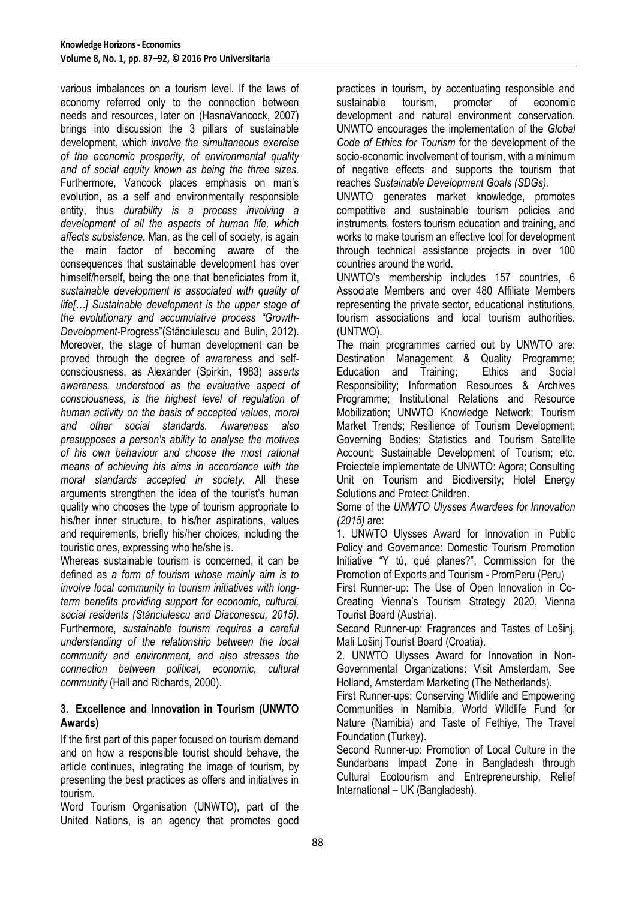various imbalances on a tourism level. If the laws of economy referred only to the connection between needs and resources, later on (HasnaVancock, 2007) brings into discussion the 3 pillars of sustainable development, which *involve the simultaneous exercise of the economic prosperity, of environmental quality and of social equity known as being the three sizes.* Furthermore, Vancock places emphasis on man's evolution, as a self and environmentally responsible entity, thus *durability is a process involving a development of all the aspects of human life, which affects subsistence.* Man, as the cell of society, is again the main factor of becoming aware of the consequences that sustainable development has over himself/herself, being the one that beneficiates from it, *sustainable development is associated with quality of life[…] Sustainable development is the upper stage of the evolutionary and accumulative process "Growth-Development*-Progress"(Stănciulescu and Bulin, 2012). Moreover, the stage of human development can be proved through the degree of awareness and self-consciousness, as Alexander (Spirkin, 1983) *asserts awareness, understood as the evaluative aspect of consciousness, is the highest level of regulation of human activity on the basis of accepted values, moral and other social standards. Awareness also presupposes a person's ability to analyse the motives of his own behaviour and choose the most rational means of achieving his aims in accordance with the moral standards accepted in society.* All these arguments strengthen the idea of the tourist's human quality who chooses the type of tourism appropriate to his/her inner structure, to his/her aspirations, values and requirements, briefly his/her choices, including the touristic ones, expressing who he/she is.

Whereas sustainable tourism is concerned, it can be defined as *a form of tourism whose mainly aim is to involve local community in tourism initiatives with long-term benefits providing support for economic, cultural, social residents (Stănciulescu and Diaconescu, 2015)*. Furthermore, *sustainable tourism requires a careful understanding of the relationship between the local community and environment, and also stresses the connection between political, economic, cultural community* (Hall and Richards, 2000).

## 3. Excellence and Innovation in Tourism (UNWTO Awards)

If the first part of this paper focused on tourism demand and on how a responsible tourist should behave, the article continues, integrating the image of tourism, by presenting the best practices as offers and initiatives in tourism.

Word Tourism Organisation (UNWTO), part of the United Nations, is an agency that promotes good practices in tourism, by accentuating responsible and sustainable tourism, promoter of economic development and natural environment conservation. UNWTO encourages the implementation of the *Global Code of Ethics for Tourism* for the development of the socio-economic involvement of tourism, with a minimum of negative effects and supports the tourism that reaches *Sustainable Development Goals (SDGs).*

UNWTO generates market knowledge, promotes competitive and sustainable tourism policies and instruments, fosters tourism education and training, and works to make tourism an effective tool for development through technical assistance projects in over 100 countries around the world.

UNWTO's membership includes 157 countries, 6 Associate Members and over 480 Affiliate Members representing the private sector, educational institutions, tourism associations and local tourism authorities. (UNTWO).

The main programmes carried out by UNWTO are: Destination Management & Quality Programme; Education and Training; Ethics and Social Responsibility; Information Resources & Archives Programme; Institutional Relations and Resource Mobilization; UNWTO Knowledge Network; Tourism Market Trends; Resilience of Tourism Development; Governing Bodies; Statistics and Tourism Satellite Account; Sustainable Development of Tourism; etc. Proiectele implementate de UNWTO: Agora; Consulting Unit on Tourism and Biodiversity; Hotel Energy Solutions and Protect Children.

Some of the *UNWTO Ulysses Awardees for Innovation (2015)* are:

1. UNWTO Ulysses Award for Innovation in Public Policy and Governance: Domestic Tourism Promotion Initiative "Y tú, qué planes?", Commission for the Promotion of Exports and Tourism - PromPeru (Peru)

First Runner-up: The Use of Open Innovation in Co-Creating Vienna's Tourism Strategy 2020, Vienna Tourist Board (Austria).

Second Runner-up: Fragrances and Tastes of Lošinj, Mali Lošinj Tourist Board (Croatia).

2. UNWTO Ulysses Award for Innovation in Non-Governmental Organizations: Visit Amsterdam, See Holland, Amsterdam Marketing (The Netherlands).

First Runner-ups: Conserving Wildlife and Empowering Communities in Namibia, World Wildlife Fund for Nature (Namibia) and Taste of Fethiye, The Travel Foundation (Turkey).

Second Runner-up: Promotion of Local Culture in the Sundarbans Impact Zone in Bangladesh through Cultural Ecotourism and Entrepreneurship, Relief International – UK (Bangladesh).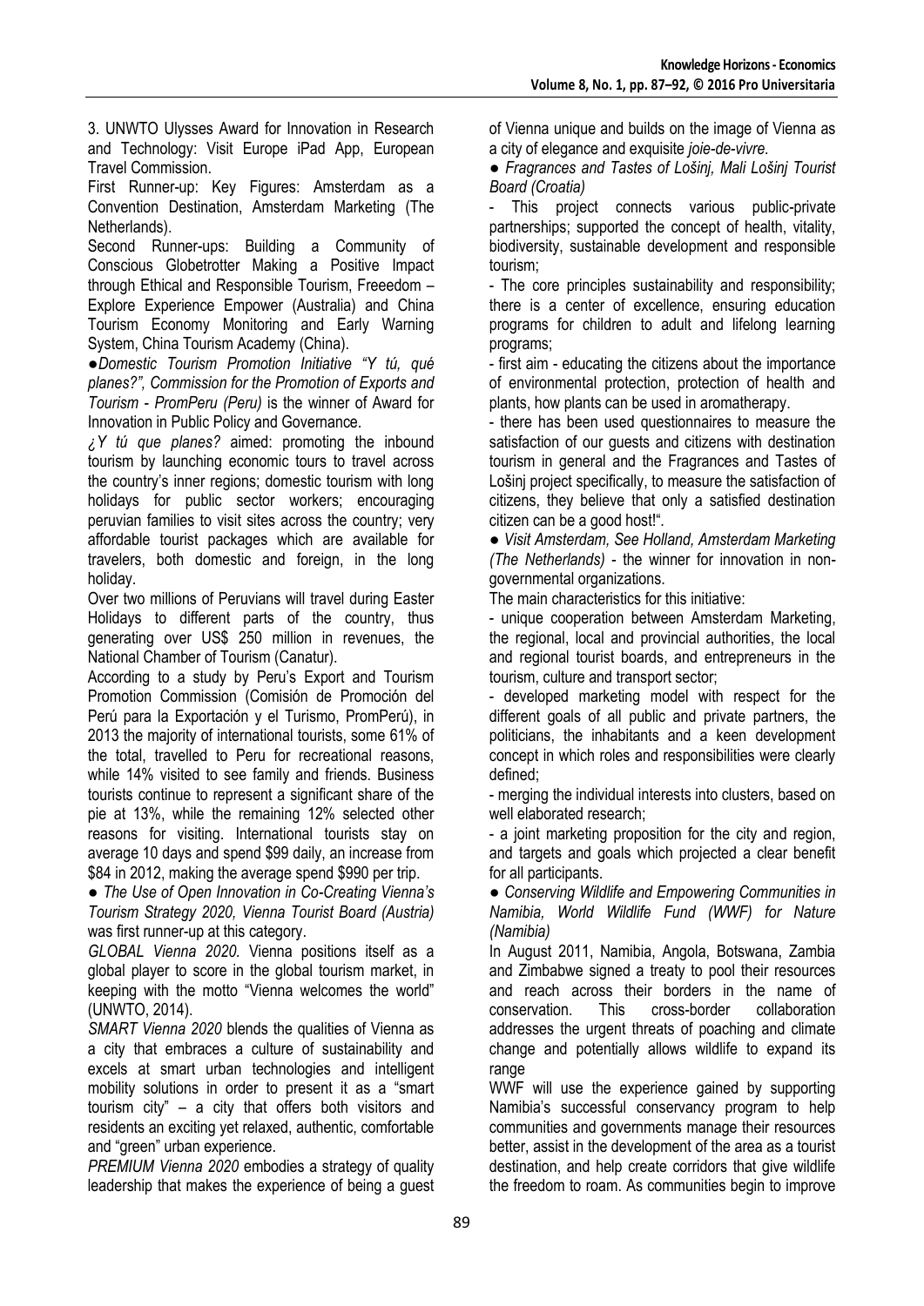3. UNWTO Ulysses Award for Innovation in Research and Technology: Visit Europe iPad App, European Travel Commission.

First Runner-up: Key Figures: Amsterdam as a Convention Destination, Amsterdam Marketing (The Netherlands).

Second Runner-ups: Building a Community of Conscious Globetrotter Making a Positive Impact through Ethical and Responsible Tourism, Freeedom – Explore Experience Empower (Australia) and China Tourism Economy Monitoring and Early Warning System, China Tourism Academy (China).

●*Domestic Tourism Promotion Initiative "Y tú, qué planes?", Commission for the Promotion of Exports and Tourism - PromPeru (Peru)* is the winner of Award for Innovation in Public Policy and Governance.

*¿Y tú que planes?* aimed: promoting the inbound tourism by launching economic tours to travel across the country's inner regions; domestic tourism with long holidays for public sector workers; encouraging peruvian families to visit sites across the country; very affordable tourist packages which are available for travelers, both domestic and foreign, in the long holiday.

Over two millions of Peruvians will travel during Easter Holidays to different parts of the country, thus generating over US$ 250 million in revenues, the National Chamber of Tourism (Canatur).

According to a study by Peru's Export and Tourism Promotion Commission (Comisión de Promoción del Perú para la Exportación y el Turismo, PromPerú), in 2013 the majority of international tourists, some 61% of the total, travelled to Peru for recreational reasons, while 14% visited to see family and friends. Business tourists continue to represent a significant share of the pie at 13%, while the remaining 12% selected other reasons for visiting. International tourists stay on average 10 days and spend $99 daily, an increase from $84 in 2012, making the average spend $990 per trip.

● *The Use of Open Innovation in Co-Creating Vienna's Tourism Strategy 2020, Vienna Tourist Board (Austria)* was first runner-up at this category.

*GLOBAL Vienna 2020.* Vienna positions itself as a global player to score in the global tourism market, in keeping with the motto "Vienna welcomes the world" (UNWTO, 2014).

*SMART Vienna 2020* blends the qualities of Vienna as a city that embraces a culture of sustainability and excels at smart urban technologies and intelligent mobility solutions in order to present it as a "smart tourism city" – a city that offers both visitors and residents an exciting yet relaxed, authentic, comfortable and "green" urban experience.

*PREMIUM Vienna 2020* embodies a strategy of quality leadership that makes the experience of being a guest of Vienna unique and builds on the image of Vienna as a city of elegance and exquisite *joie-de-vivre.*

● *Fragrances and Tastes of Lošinj, Mali Lošinj Tourist Board (Croatia)*

- This project connects various public-private partnerships; supported the concept of health, vitality, biodiversity, sustainable development and responsible tourism;
- The core principles sustainability and responsibility; there is a center of excellence, ensuring education programs for children to adult and lifelong learning programs;
- first aim - educating the citizens about the importance of environmental protection, protection of health and plants, how plants can be used in aromatherapy.
- there has been used questionnaires to measure the satisfaction of our guests and citizens with destination tourism in general and the Fragrances and Tastes of Lošinj project specifically, to measure the satisfaction of citizens, they believe that only a satisfied destination citizen can be a good host!".

● *Visit Amsterdam, See Holland, Amsterdam Marketing (The Netherlands)* - the winner for innovation in non-governmental organizations.

The main characteristics for this initiative:

- unique cooperation between Amsterdam Marketing, the regional, local and provincial authorities, the local and regional tourist boards, and entrepreneurs in the tourism, culture and transport sector;
- developed marketing model with respect for the different goals of all public and private partners, the politicians, the inhabitants and a keen development concept in which roles and responsibilities were clearly defined;
- merging the individual interests into clusters, based on well elaborated research;
- a joint marketing proposition for the city and region, and targets and goals which projected a clear benefit for all participants.

● *Conserving Wildlife and Empowering Communities in Namibia, World Wildlife Fund (WWF) for Nature (Namibia)*

In August 2011, Namibia, Angola, Botswana, Zambia and Zimbabwe signed a treaty to pool their resources and reach across their borders in the name of conservation. This cross-border collaboration addresses the urgent threats of poaching and climate change and potentially allows wildlife to expand its range

WWF will use the experience gained by supporting Namibia's successful conservancy program to help communities and governments manage their resources better, assist in the development of the area as a tourist destination, and help create corridors that give wildlife the freedom to roam. As communities begin to improve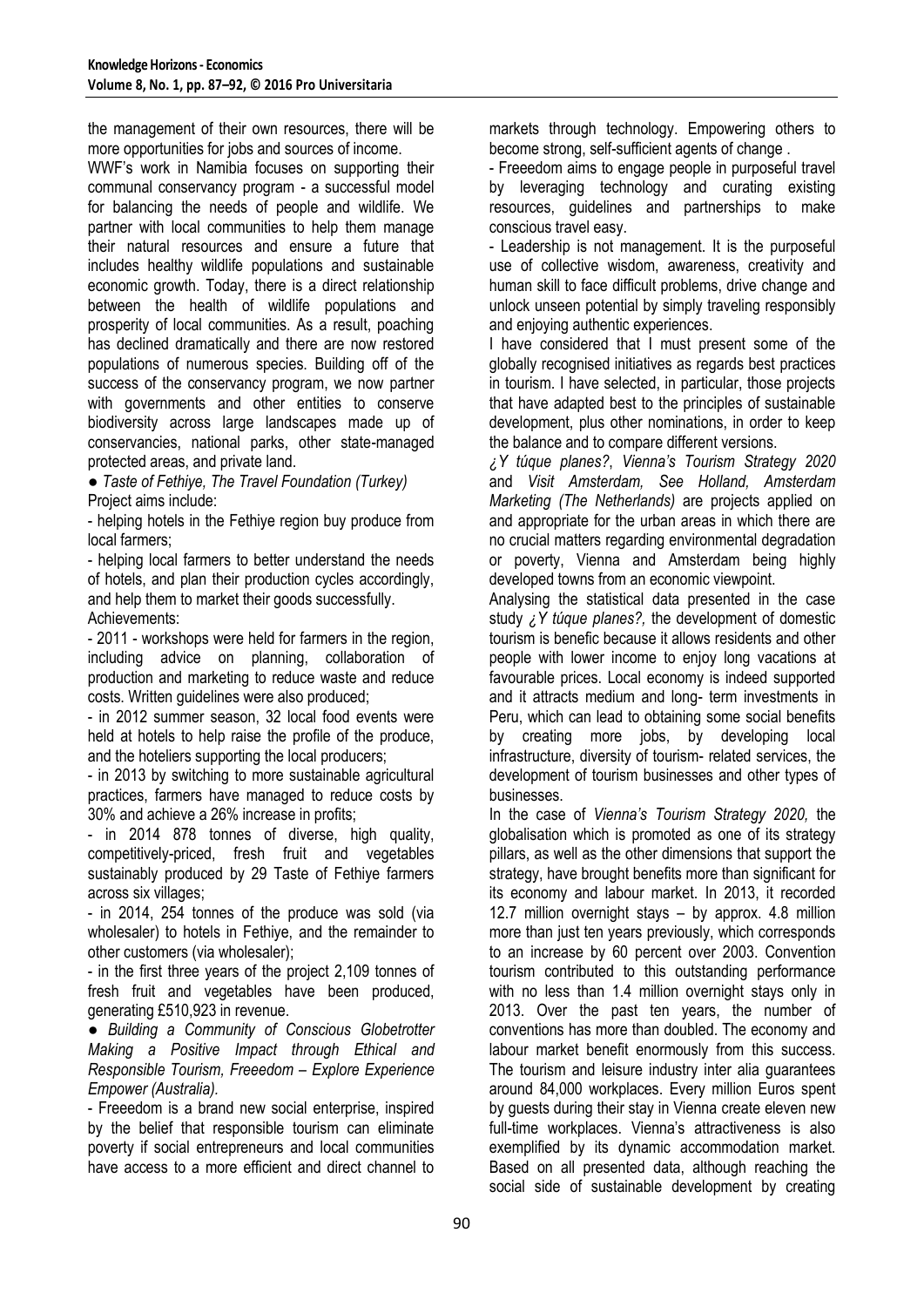the management of their own resources, there will be more opportunities for jobs and sources of income.

WWF's work in Namibia focuses on supporting their communal conservancy program - a successful model for balancing the needs of people and wildlife. We partner with local communities to help them manage their natural resources and ensure a future that includes healthy wildlife populations and sustainable economic growth. Today, there is a direct relationship between the health of wildlife populations and prosperity of local communities. As a result, poaching has declined dramatically and there are now restored populations of numerous species. Building off of the success of the conservancy program, we now partner with governments and other entities to conserve biodiversity across large landscapes made up of conservancies, national parks, other state-managed protected areas, and private land.

● *Taste of Fethiye, The Travel Foundation (Turkey)*

Project aims include:

- helping hotels in the Fethiye region buy produce from local farmers;
- helping local farmers to better understand the needs of hotels, and plan their production cycles accordingly, and help them to market their goods successfully.

Achievements:

- 2011 - workshops were held for farmers in the region, including advice on planning, collaboration of production and marketing to reduce waste and reduce costs. Written guidelines were also produced;
- in 2012 summer season, 32 local food events were held at hotels to help raise the profile of the produce, and the hoteliers supporting the local producers;
- in 2013 by switching to more sustainable agricultural practices, farmers have managed to reduce costs by 30% and achieve a 26% increase in profits;
- in 2014 878 tonnes of diverse, high quality, competitively-priced, fresh fruit and vegetables sustainably produced by 29 Taste of Fethiye farmers across six villages;
- in 2014, 254 tonnes of the produce was sold (via wholesaler) to hotels in Fethiye, and the remainder to other customers (via wholesaler);
- in the first three years of the project 2,109 tonnes of fresh fruit and vegetables have been produced, generating £510,923 in revenue.

● *Building a Community of Conscious Globetrotter Making a Positive Impact through Ethical and Responsible Tourism, Freeedom – Explore Experience Empower (Australia).*

- Freeedom is a brand new social enterprise, inspired by the belief that responsible tourism can eliminate poverty if social entrepreneurs and local communities have access to a more efficient and direct channel to markets through technology. Empowering others to become strong, self-sufficient agents of change .
- Freeedom aims to engage people in purposeful travel by leveraging technology and curating existing resources, guidelines and partnerships to make conscious travel easy.
- Leadership is not management. It is the purposeful use of collective wisdom, awareness, creativity and human skill to face difficult problems, drive change and unlock unseen potential by simply traveling responsibly and enjoying authentic experiences.

I have considered that I must present some of the globally recognised initiatives as regards best practices in tourism. I have selected, in particular, those projects that have adapted best to the principles of sustainable development, plus other nominations, in order to keep the balance and to compare different versions.

*¿Y túque planes?*, *Vienna's Tourism Strategy 2020* and *Visit Amsterdam, See Holland, Amsterdam Marketing (The Netherlands)* are projects applied on and appropriate for the urban areas in which there are no crucial matters regarding environmental degradation or poverty, Vienna and Amsterdam being highly developed towns from an economic viewpoint.

Analysing the statistical data presented in the case study *¿Y túque planes?,* the development of domestic tourism is benefic because it allows residents and other people with lower income to enjoy long vacations at favourable prices. Local economy is indeed supported and it attracts medium and long- term investments in Peru, which can lead to obtaining some social benefits by creating more jobs, by developing local infrastructure, diversity of tourism- related services, the development of tourism businesses and other types of businesses.

In the case of *Vienna's Tourism Strategy 2020,* the globalisation which is promoted as one of its strategy pillars, as well as the other dimensions that support the strategy, have brought benefits more than significant for its economy and labour market. In 2013, it recorded 12.7 million overnight stays – by approx. 4.8 million more than just ten years previously, which corresponds to an increase by 60 percent over 2003. Convention tourism contributed to this outstanding performance with no less than 1.4 million overnight stays only in 2013. Over the past ten years, the number of conventions has more than doubled. The economy and labour market benefit enormously from this success. The tourism and leisure industry inter alia guarantees around 84,000 workplaces. Every million Euros spent by guests during their stay in Vienna create eleven new full-time workplaces. Vienna's attractiveness is also exemplified by its dynamic accommodation market. Based on all presented data, although reaching the social side of sustainable development by creating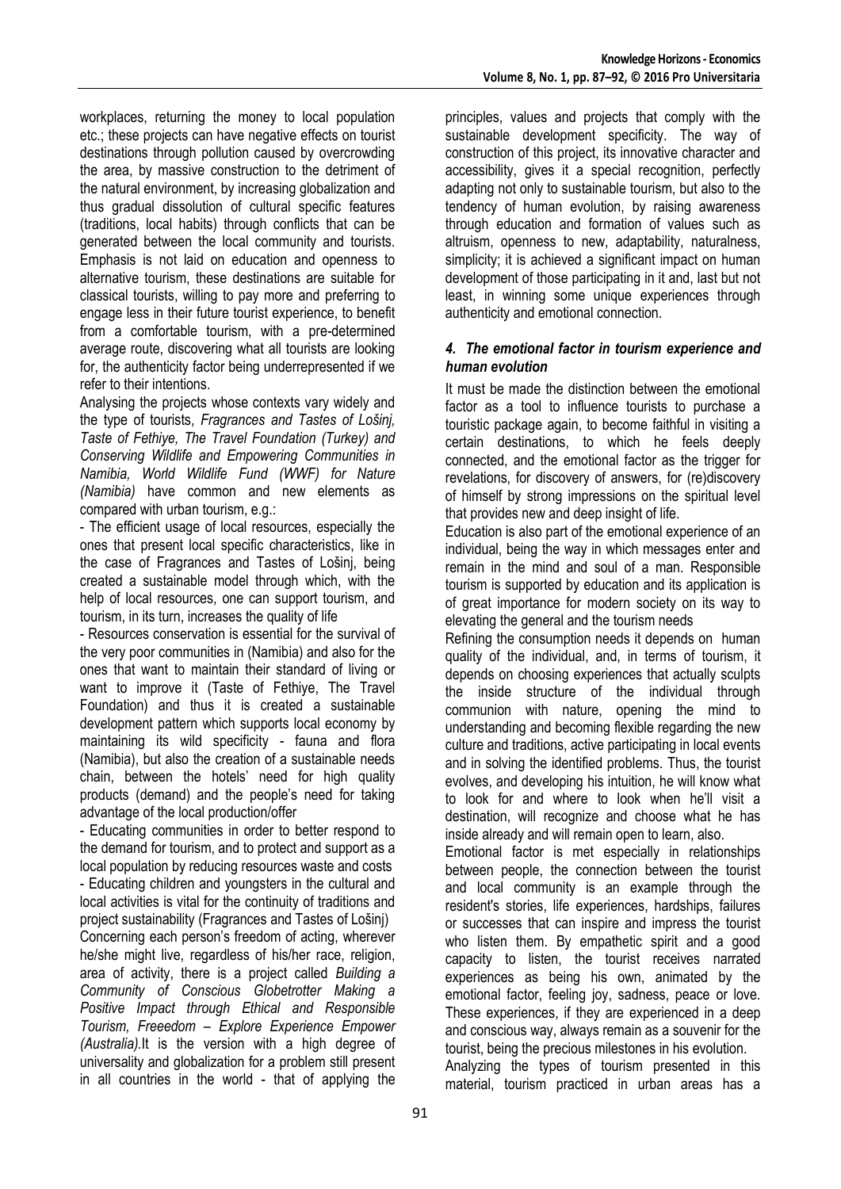workplaces, returning the money to local population etc.; these projects can have negative effects on tourist destinations through pollution caused by overcrowding the area, by massive construction to the detriment of the natural environment, by increasing globalization and thus gradual dissolution of cultural specific features (traditions, local habits) through conflicts that can be generated between the local community and tourists. Emphasis is not laid on education and openness to alternative tourism, these destinations are suitable for classical tourists, willing to pay more and preferring to engage less in their future tourist experience, to benefit from a comfortable tourism, with a pre-determined average route, discovering what all tourists are looking for, the authenticity factor being underrepresented if we refer to their intentions.

Analysing the projects whose contexts vary widely and the type of tourists, *Fragrances and Tastes of Lošinj, Taste of Fethiye, The Travel Foundation (Turkey) and Conserving Wildlife and Empowering Communities in Namibia, World Wildlife Fund (WWF) for Nature (Namibia)* have common and new elements as compared with urban tourism, e.g.:

- The efficient usage of local resources, especially the ones that present local specific characteristics, like in the case of Fragrances and Tastes of Lošinj, being created a sustainable model through which, with the help of local resources, one can support tourism, and tourism, in its turn, increases the quality of life
- Resources conservation is essential for the survival of the very poor communities in (Namibia) and also for the ones that want to maintain their standard of living or want to improve it (Taste of Fethiye, The Travel Foundation) and thus it is created a sustainable development pattern which supports local economy by maintaining its wild specificity - fauna and flora (Namibia), but also the creation of a sustainable needs chain, between the hotels' need for high quality products (demand) and the people's need for taking advantage of the local production/offer
- Educating communities in order to better respond to the demand for tourism, and to protect and support as a local population by reducing resources waste and costs
- Educating children and youngsters in the cultural and local activities is vital for the continuity of traditions and project sustainability (Fragrances and Tastes of Lošinj)

Concerning each person's freedom of acting, wherever he/she might live, regardless of his/her race, religion, area of activity, there is a project called *Building a Community of Conscious Globetrotter Making a Positive Impact through Ethical and Responsible Tourism, Freeedom – Explore Experience Empower (Australia).*It is the version with a high degree of universality and globalization for a problem still present in all countries in the world - that of applying the principles, values and projects that comply with the sustainable development specificity. The way of construction of this project, its innovative character and accessibility, gives it a special recognition, perfectly adapting not only to sustainable tourism, but also to the tendency of human evolution, by raising awareness through education and formation of values such as altruism, openness to new, adaptability, naturalness, simplicity; it is achieved a significant impact on human development of those participating in it and, last but not least, in winning some unique experiences through authenticity and emotional connection.

### *4. The emotional factor in tourism experience and human evolution*

It must be made the distinction between the emotional factor as a tool to influence tourists to purchase a touristic package again, to become faithful in visiting a certain destinations, to which he feels deeply connected, and the emotional factor as the trigger for revelations, for discovery of answers, for (re)discovery of himself by strong impressions on the spiritual level that provides new and deep insight of life.

Education is also part of the emotional experience of an individual, being the way in which messages enter and remain in the mind and soul of a man. Responsible tourism is supported by education and its application is of great importance for modern society on its way to elevating the general and the tourism needs

Refining the consumption needs it depends on human quality of the individual, and, in terms of tourism, it depends on choosing experiences that actually sculpts the inside structure of the individual through communion with nature, opening the mind to understanding and becoming flexible regarding the new culture and traditions, active participating in local events and in solving the identified problems. Thus, the tourist evolves, and developing his intuition, he will know what to look for and where to look when he'll visit a destination, will recognize and choose what he has inside already and will remain open to learn, also.

Emotional factor is met especially in relationships between people, the connection between the tourist and local community is an example through the resident's stories, life experiences, hardships, failures or successes that can inspire and impress the tourist who listen them. By empathetic spirit and a good capacity to listen, the tourist receives narrated experiences as being his own, animated by the emotional factor, feeling joy, sadness, peace or love. These experiences, if they are experienced in a deep and conscious way, always remain as a souvenir for the tourist, being the precious milestones in his evolution.

Analyzing the types of tourism presented in this material, tourism practiced in urban areas has a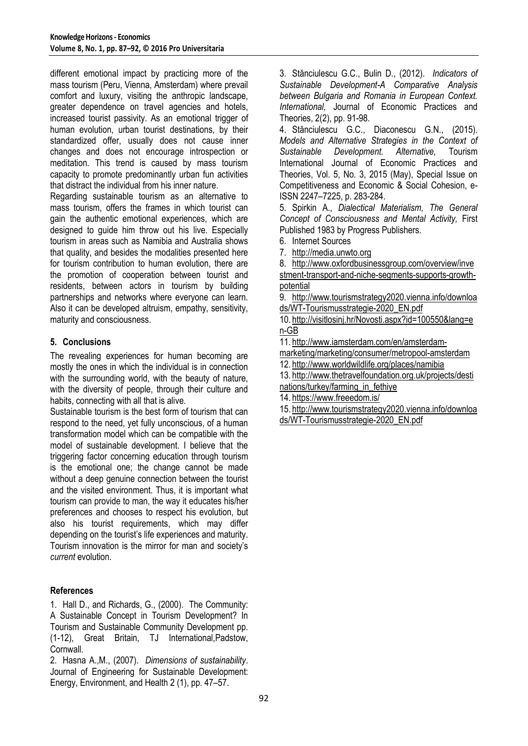different emotional impact by practicing more of the mass tourism (Peru, Vienna, Amsterdam) where prevail comfort and luxury, visiting the anthropic landscape, greater dependence on travel agencies and hotels, increased tourist passivity. As an emotional trigger of human evolution, urban tourist destinations, by their standardized offer, usually does not cause inner changes and does not encourage introspection or meditation. This trend is caused by mass tourism capacity to promote predominantly urban fun activities that distract the individual from his inner nature.

Regarding sustainable tourism as an alternative to mass tourism, offers the frames in which tourist can gain the authentic emotional experiences, which are designed to guide him throw out his live. Especially tourism in areas such as Namibia and Australia shows that quality, and besides the modalities presented here for tourism contribution to human evolution, there are the promotion of cooperation between tourist and residents, between actors in tourism by building partnerships and networks where everyone can learn. Also it can be developed altruism, empathy, sensitivity, maturity and consciousness.

## 5. Conclusions

The revealing experiences for human becoming are mostly the ones in which the individual is in connection with the surrounding world, with the beauty of nature, with the diversity of people, through their culture and habits, connecting with all that is alive.

Sustainable tourism is the best form of tourism that can respond to the need, yet fully unconscious, of a human transformation model which can be compatible with the model of sustainable development. I believe that the triggering factor concerning education through tourism is the emotional one; the change cannot be made without a deep genuine connection between the tourist and the visited environment. Thus, it is important what tourism can provide to man, the way it educates his/her preferences and chooses to respect his evolution, but also his tourist requirements, which may differ depending on the tourist's life experiences and maturity. Tourism innovation is the mirror for man and society's *current* evolution.

## References

1. Hall D., and Richards, G., (2000). The Community: A Sustainable Concept in Tourism Development? In Tourism and Sustainable Community Development pp. (1-12), Great Britain, TJ International,Padstow, Cornwall.
2. Hasna A.,M., (2007). *Dimensions of sustainability*. Journal of Engineering for Sustainable Development: Energy, Environment, and Health 2 (1), pp. 47–57.
3. Stănciulescu G.C., Bulin D., (2012). *Indicators of Sustainable Development-A Comparative Analysis between Bulgaria and Romania in European Context. International,* Journal of Economic Practices and Theories, 2(2), pp. 91-98.
4. Stănciulescu G.C., Diaconescu G.N., (2015). *Models and Alternative Strategies in the Context of Sustainable Development. Alternative,* Tourism International Journal of Economic Practices and Theories, Vol. 5, No. 3, 2015 (May), Special Issue on Competitiveness and Economic & Social Cohesion, e-ISSN 2247–7225, p. 283-284.
5. Spirkin A., *Dialectical Materialism, The General Concept of Consciousness and Mental Activity,* First Published 1983 by Progress Publishers.
6. Internet Sources
7. http://media.unwto.org
8. http://www.oxfordbusinessgroup.com/overview/investment-transport-and-niche-segments-supports-growth-potential
9. http://www.tourismstrategy2020.vienna.info/downloads/WT-Tourismusstrategie-2020_EN.pdf
10. http://visitlosinj.hr/Novosti.aspx?id=100550&lang=en-GB
11. http://www.iamsterdam.com/en/amsterdam-marketing/marketing/consumer/metropool-amsterdam
12. http://www.worldwildlife.org/places/namibia
13. http://www.thetravelfoundation.org.uk/projects/destinations/turkey/farming_in_fethiye
14. https://www.freeedom.is/
15. http://www.tourismstrategy2020.vienna.info/downloads/WT-Tourismusstrategie-2020_EN.pdf